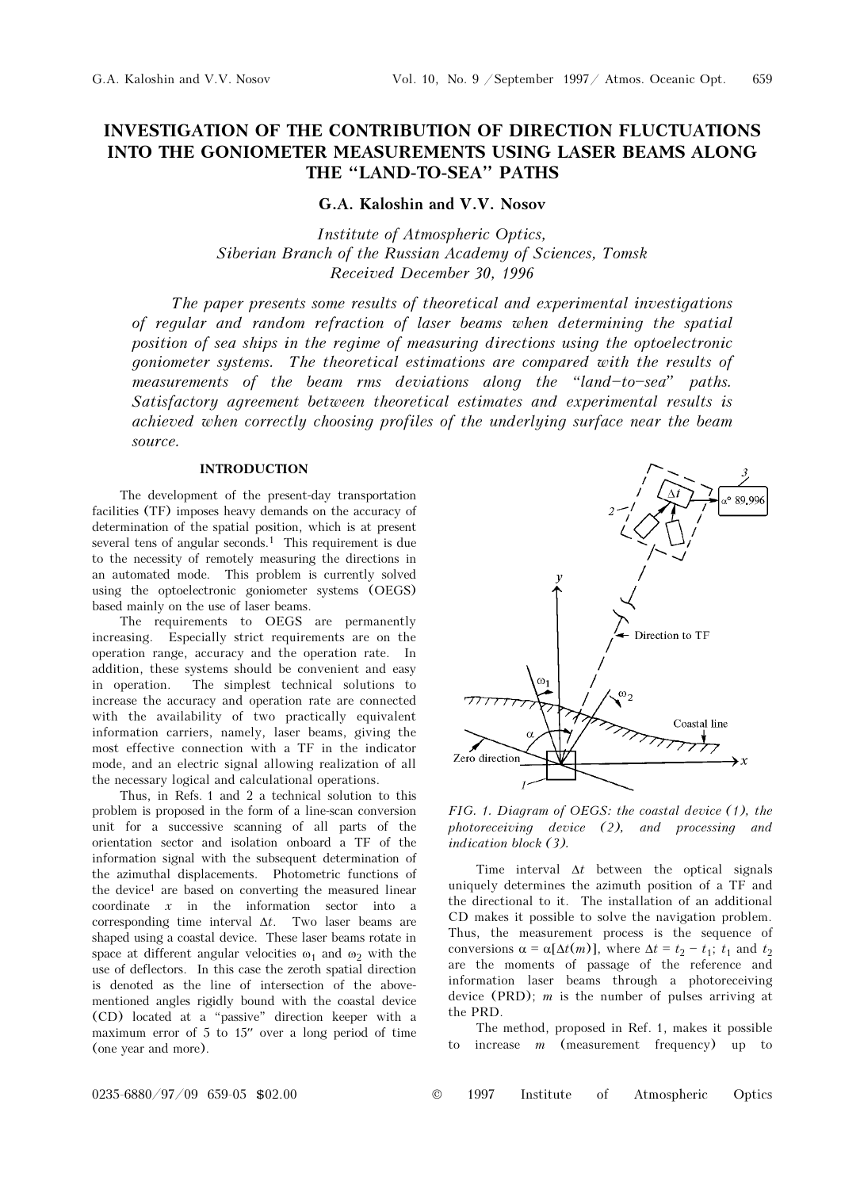# INVESTIGATION OF THE CONTRIBUTION OF DIRECTION FLUCTUATIONS INTO THE GONIOMETER MEASUREMENTS USING LASER BEAMS ALONG THE "LAND-TO-SEA" PATHS

**G.A. Kaloshin and V.V. Nosov**

*Institute of Atmospheric Optics,*
*Siberian Branch of the Russian Academy of Sciences, Tomsk*
*Received December 30, 1996*

*The paper presents some results of theoretical and experimental investigations of regular and random refraction of laser beams when determining the spatial position of sea ships in the regime of measuring directions using the optoelectronic goniometer systems. The theoretical estimations are compared with the results of measurements of the beam rms deviations along the "land–to–sea" paths. Satisfactory agreement between theoretical estimates and experimental results is achieved when correctly choosing profiles of the underlying surface near the beam source.*

## INTRODUCTION

The development of the present-day transportation facilities (TF) imposes heavy demands on the accuracy of determination of the spatial position, which is at present several tens of angular seconds.[1] This requirement is due to the necessity of remotely measuring the directions in an automated mode. This problem is currently solved using the optoelectronic goniometer systems (OEGS) based mainly on the use of laser beams.

The requirements to OEGS are permanently increasing. Especially strict requirements are on the operation range, accuracy and the operation rate. In addition, these systems should be convenient and easy in operation. The simplest technical solutions to increase the accuracy and operation rate are connected with the availability of two practically equivalent information carriers, namely, laser beams, giving the most effective connection with a TF in the indicator mode, and an electric signal allowing realization of all the necessary logical and calculational operations.

Thus, in Refs. 1 and 2 a technical solution to this problem is proposed in the form of a line-scan conversion unit for a successive scanning of all parts of the orientation sector and isolation onboard a TF of the information signal with the subsequent determination of the azimuthal displacements. Photometric functions of the device[1] are based on converting the measured linear coordinate $x$ in the information sector into a corresponding time interval $\Delta t$. Two laser beams are shaped using a coastal device. These laser beams rotate in space at different angular velocities $\omega_1$ and $\omega_2$ with the use of deflectors. In this case the zeroth spatial direction is denoted as the line of intersection of the above-mentioned angles rigidly bound with the coastal device (CD) located at a "passive" direction keeper with a maximum error of 5 to 15″ over a long period of time (one year and more).

FIG. 1. *Diagram of OEGS: the coastal device (1), the photoreceiving device (2), and processing and indication block (3).*

Time interval $\Delta t$ between the optical signals uniquely determines the azimuth position of a TF and the directional to it. The installation of an additional CD makes it possible to solve the navigation problem. Thus, the measurement process is the sequence of conversions $\alpha = \alpha[\Delta t(m)]$, where $\Delta t = t_2 - t_1$; $t_1$ and $t_2$ are the moments of passage of the reference and information laser beams through a photoreceiving device (PRD); $m$ is the number of pulses arriving at the PRD.

The method, proposed in Ref. 1, makes it possible to increase $m$ (measurement frequency) up to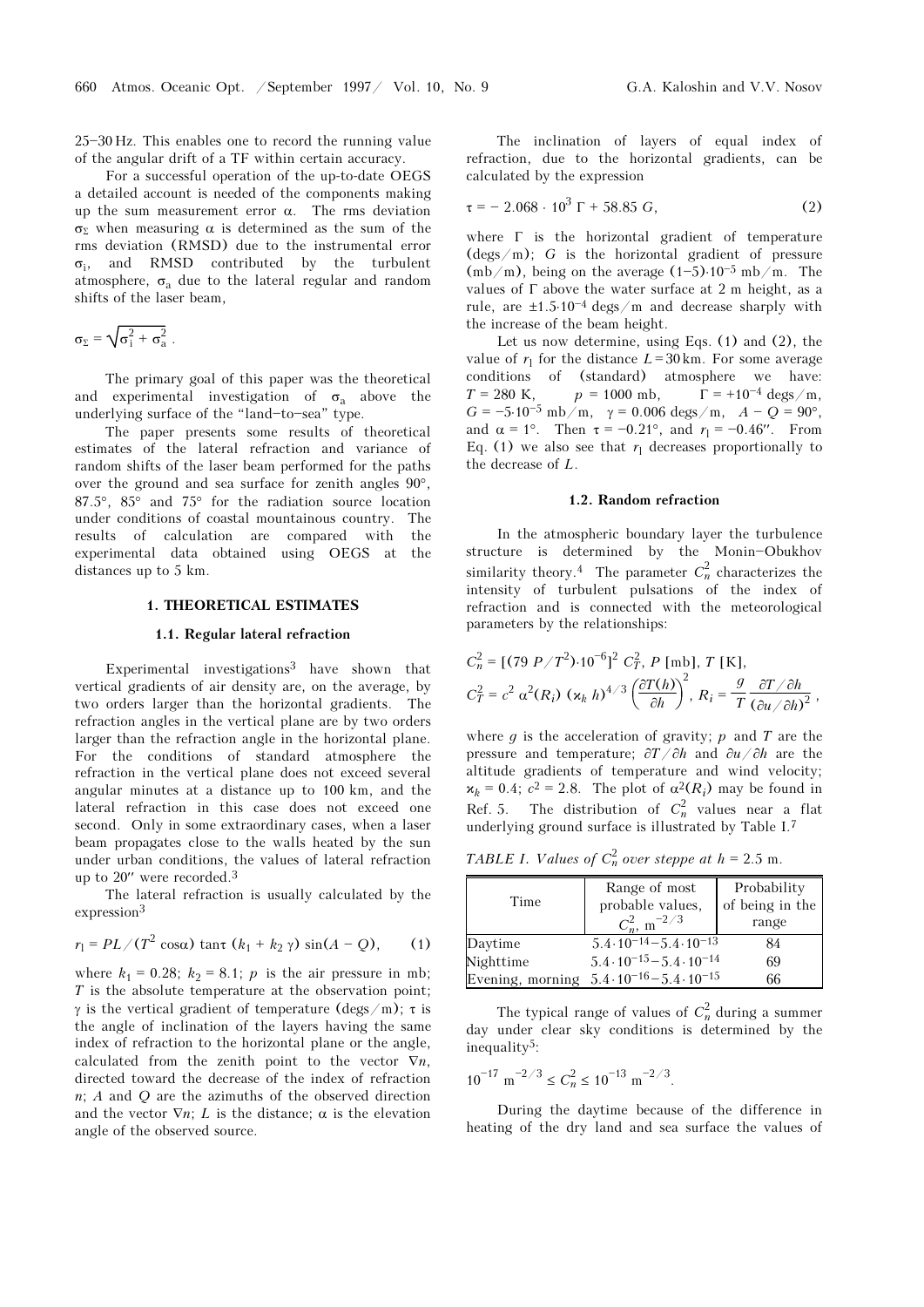25–30 Hz. This enables one to record the running value of the angular drift of a TF within certain accuracy.

For a successful operation of the up-to-date OEGS a detailed account is needed of the components making up the sum measurement error $\alpha$. The rms deviation $\sigma_\Sigma$ when measuring $\alpha$ is determined as the sum of the rms deviation (RMSD) due to the instrumental error $\sigma_i$, and RMSD contributed by the turbulent atmosphere, $\sigma_a$ due to the lateral regular and random shifts of the laser beam,

$$\sigma_\Sigma = \sqrt{\sigma_i^2 + \sigma_a^2}\,.$$

The primary goal of this paper was the theoretical and experimental investigation of $\sigma_a$ above the underlying surface of the "land–to–sea" type.

The paper presents some results of theoretical estimates of the lateral refraction and variance of random shifts of the laser beam performed for the paths over the ground and sea surface for zenith angles 90°, 87.5°, 85° and 75° for the radiation source location under conditions of coastal mountainous country. The results of calculation are compared with the experimental data obtained using OEGS at the distances up to 5 km.

## 1. THEORETICAL ESTIMATES

### 1.1. Regular lateral refraction

Experimental investigations[3] have shown that vertical gradients of air density are, on the average, by two orders larger than the horizontal gradients. The refraction angles in the vertical plane are by two orders larger than the refraction angle in the horizontal plane. For the conditions of standard atmosphere the refraction in the vertical plane does not exceed several angular minutes at a distance up to 100 km, and the lateral refraction in this case does not exceed one second. Only in some extraordinary cases, when a laser beam propagates close to the walls heated by the sun under urban conditions, the values of lateral refraction up to 20″ were recorded.[3]

The lateral refraction is usually calculated by the expression[3]

$$r_1 = PL/(T^2 \cos\alpha)\,\tan\tau\,(k_1 + k_2\,\gamma)\,\sin(A - Q), \qquad (1)$$

where $k_1 = 0.28$; $k_2 = 8.1$; $p$ is the air pressure in mb; $T$ is the absolute temperature at the observation point; $\gamma$ is the vertical gradient of temperature (degs/m); $\tau$ is the angle of inclination of the layers having the same index of refraction to the horizontal plane or the angle, calculated from the zenith point to the vector $\nabla n$, directed toward the decrease of the index of refraction $n$; $A$ and $Q$ are the azimuths of the observed direction and the vector $\nabla n$; $L$ is the distance; $\alpha$ is the elevation angle of the observed source.

The inclination of layers of equal index of refraction, due to the horizontal gradients, can be calculated by the expression

$$\tau = -\,2.068 \cdot 10^3\,\Gamma + 58.85\,G, \qquad (2)$$

where $\Gamma$ is the horizontal gradient of temperature (degs/m); $G$ is the horizontal gradient of pressure (mb/m), being on the average $(1–5)\cdot 10^{-5}$ mb/m. The values of $\Gamma$ above the water surface at 2 m height, as a rule, are $\pm 1.5\cdot 10^{-4}$ degs/m and decrease sharply with the increase of the beam height.

Let us now determine, using Eqs. (1) and (2), the value of $r_1$ for the distance $L = 30$ km. For some average conditions of (standard) atmosphere we have: $T = 280$ K, $p = 1000$ mb, $\Gamma = +10^{-4}$ degs/m, $G = -5\cdot 10^{-5}$ mb/m, $\gamma = 0.006$ degs/m, $A - Q = 90°$, and $\alpha = 1°$. Then $\tau = -0.21°$, and $r_1 = -0.46''$. From Eq. (1) we also see that $r_1$ decreases proportionally to the decrease of $L$.

### 1.2. Random refraction

In the atmospheric boundary layer the turbulence structure is determined by the Monin–Obukhov similarity theory.[4] The parameter $C_n^2$ characterizes the intensity of turbulent pulsations of the index of refraction and is connected with the meteorological parameters by the relationships:

$$C_n^2 = [(79\,P/T^2)\cdot 10^{-6}]^2\, C_T^2,\ P\ [\text{mb}],\ T\ [\text{K}],$$

$$C_T^2 = c^2\,\alpha^2(R_i)\,(\varkappa_k\,h)^{4/3}\left(\frac{\partial T(h)}{\partial h}\right)^2,\ R_i = \frac{g}{T}\frac{\partial T/\partial h}{(\partial u/\partial h)^2}\,,$$

where $g$ is the acceleration of gravity; $p$ and $T$ are the pressure and temperature; $\partial T/\partial h$ and $\partial u/\partial h$ are the altitude gradients of temperature and wind velocity; $\varkappa_k = 0.4$; $c^2 = 2.8$. The plot of $\alpha^2(R_i)$ may be found in Ref. 5. The distribution of $C_n^2$ values near a flat underlying ground surface is illustrated by Table I.[7]

*TABLE I. Values of $C_n^2$ over steppe at $h = 2.5$ m.*

| Time | Range of most probable values, $C_n^2$, m$^{-2/3}$ | Probability of being in the range |
|---|---|---|
| Daytime | $5.4\cdot 10^{-14}$–$5.4\cdot 10^{-13}$ | 84 |
| Nighttime | $5.4\cdot 10^{-15}$–$5.4\cdot 10^{-14}$ | 69 |
| Evening, morning | $5.4\cdot 10^{-16}$–$5.4\cdot 10^{-15}$ | 66 |

The typical range of values of $C_n^2$ during a summer day under clear sky conditions is determined by the inequality[5]:

$$10^{-17}\ \text{m}^{-2/3} \le C_n^2 \le 10^{-13}\ \text{m}^{-2/3}.$$

During the daytime because of the difference in heating of the dry land and sea surface the values of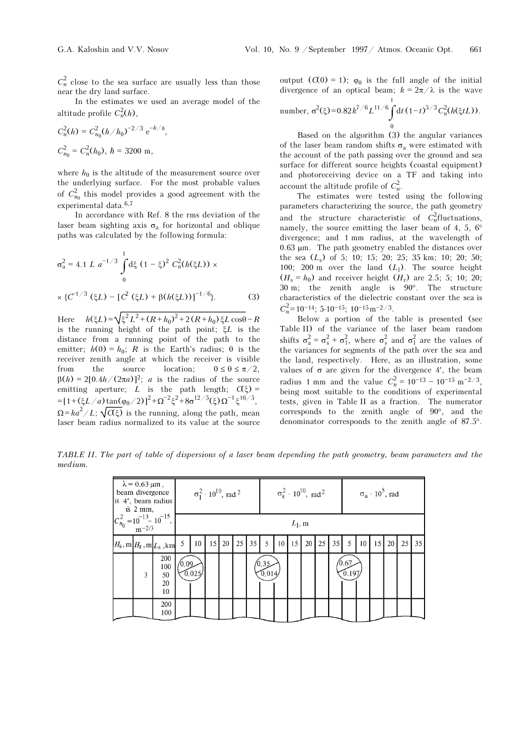$C_n^2$ close to the sea surface are usually less than those near the dry land surface.

In the estimates we used an average model of the altitude profile $C_n^2(h)$,

$$C_n^2(h) = C_{n_0}^2 (h/h_0)^{-2/3}\, e^{-h/\hbar},$$

$$C_{n_0}^2 = C_n^2(h_0),\ \hbar = 3200 \text{ m},$$

where $h_0$ is the altitude of the measurement source over the underlying surface. For the most probable values of $C_{n_0}^2$ this model provides a good agreement with the experimental data.[6,7]

In accordance with Ref. 8 the rms deviation of the laser beam sighting axis $\sigma_a$ for horizontal and oblique paths was calculated by the following formula:

$$\sigma_a^2 = 4.1\ L\ a^{-1/3} \int\limits_0^1 d\xi\ (1-\xi)^2\ C_n^2(h(\xi L)) \times$$

$$\times \{C^{-1/3}(\xi L) - [C^2(\xi L) + \beta(h(\xi L))]^{-1/6}\}. \qquad (3)$$

Here $h(\xi L) = \sqrt{\xi^2 L^2 + (R+h_0)^2 + 2(R+h_0)\xi L \cos\theta} - R$ is the running height of the path point; $\xi L$ is the distance from a running point of the path to the emitter; $h(0) = h_0$; $R$ is the Earth's radius; $\theta$ is the receiver zenith angle at which the receiver is visible from the source location; $0 \le \theta \le \pi/2$, $\beta(h) = 2[0.4h/(2\pi a)]^2$; $a$ is the radius of the source emitting aperture; $L$ is the path length; $C(\xi) = [1 + (\xi L/a)\tan(\varphi_0/2)]^2 + \Omega^{-2}\xi^2 + 8\sigma^{12/5}(\xi)\,\Omega^{-1}\xi^{16/5}$, $\Omega = ka^2/L$; $\sqrt{C(\xi)}$ is the running, along the path, mean laser beam radius normalized to its value at the source output ($C(0) = 1$); $\varphi_0$ is the full angle of the initial divergence of an optical beam; $k = 2\pi/\lambda$ is the wave number, $\sigma^2(\xi) = 0.82 k^{7/6} L^{11/6} \int\limits_0^1 dt\,(1-t)^{5/3} C_n^2(h(\xi t L))$.

Based on the algorithm (3) the angular variances of the laser beam random shifts $\sigma_a$ were estimated with the account of the path passing over the ground and sea surface for different source heights (coastal equipment) and photoreceiving device on a TF and taking into account the altitude profile of $C_n^2$.

The estimates were tested using the following parameters characterizing the source, the path geometry and the structure characteristic of $C_n^2$fluctuations, namely, the source emitting the laser beam of 4, 5, 6° divergence; and 1 mm radius, at the wavelength of 0.63 μm. The path geometry enabled the distances over the sea ($L_s$) of 5; 10; 15; 20; 25; 35 km; 10; 20; 50; 100; 200 m over the land ($L_l$). The source height ($H_s = h_0$) and receiver height ($H_r$) are 2.5; 5; 10; 20; 30 m; the zenith angle is 90°. The structure characteristics of the dielectric constant over the sea is $C_n^2 = 10^{-14}$; $5\cdot 10^{-15}$; $10^{-15}\,\text{m}^{-2/3}$.

Below a portion of the table is presented (see Table II) of the variance of the laser beam random shifts $\sigma_a^2 = \sigma_s^2 + \sigma_l^2$, where $\sigma_s^2$ and $\sigma_l^2$ are the values of the variances for segments of the path over the sea and the land, respectively. Here, as an illustration, some values of $\sigma$ are given for the divergence 4′, the beam radius 1 mm and the value $C_n^2 = 10^{-13} - 10^{-15}\ \text{m}^{-2/3}$, being most suitable to the conditions of experimental tests, given in Table II as a fraction. The numerator corresponds to the zenith angle of 90°, and the denominator corresponds to the zenith angle of 87.5°.

*TABLE II. The part of table of dispersions of a laser beam depending the path geometry, beam parameters and the medium.*

| $\lambda = 0.63$ μm, beam divergence is 4′, beam radius is 2 mm, $C_{n_0}^2 = 10^{-13} - 10^{-15}$, $\text{m}^{-2/3}$ | | | $\sigma_l^2 \cdot 10^{10}$, rad$^2$ | | | | | | $\sigma_s^2 \cdot 10^{10}$, rad$^2$ | | | | | | $\sigma_a \cdot 10^5$, rad | | | | | |
|---|---|---|---|---|---|---|---|---|---|---|---|---|---|---|---|---|---|---|---|---|
| | | | $L_l$, m | | | | | | | | | | | | | | | | | |
| $H_s$, m | $H_r$, m | $L_s$, km | 5 | 10 | 15 | 20 | 25 | 35 | 5 | 10 | 15 | 20 | 25 | 35 | 5 | 10 | 15 | 20 | 25 | 35 |
| | 3 | 200<br>100<br>50<br>20<br>10 | 0.09/0.025 | | | | | | 0.35/0.014 | | | | | | 0.67/0.197 | | | | | |
| | | 200<br>100 | | | | | | | | | | | | | | | | | | |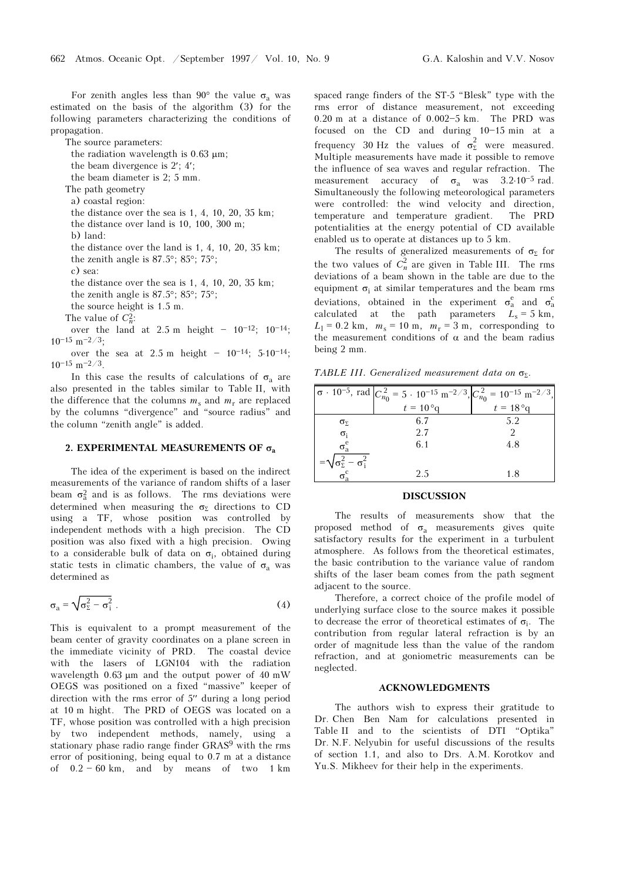For zenith angles less than 90° the value $\sigma_a$ was estimated on the basis of the algorithm (3) for the following parameters characterizing the conditions of propagation.

The source parameters:

the radiation wavelength is 0.63 μm;

the beam divergence is 2′; 4′;

the beam diameter is 2; 5 mm.

The path geometry

a) coastal region:

the distance over the sea is 1, 4, 10, 20, 35 km;

the distance over land is 10, 100, 300 m;

b) land:

the distance over the land is 1, 4, 10, 20, 35 km;

the zenith angle is 87.5°; 85°; 75°;

c) sea:

the distance over the sea is 1, 4, 10, 20, 35 km;

the zenith angle is 87.5°; 85°; 75°;

the source height is 1.5 m.

The value of $C_n^2$:

over the land at 2.5 m height – $10^{-12}$; $10^{-14}$; $10^{-15}$ m$^{-2/3}$;

over the sea at 2.5 m height – $10^{-14}$; $5{\cdot}10^{-14}$; $10^{-15}$ m$^{-2/3}$.

In this case the results of calculations of $\sigma_a$ are also presented in the tables similar to Table II, with the difference that the columns $m_s$ and $m_r$ are replaced by the columns "divergence" and "source radius" and the column "zenith angle" is added.

## 2. EXPERIMENTAL MEASUREMENTS OF $\sigma_a$

The idea of the experiment is based on the indirect measurements of the variance of random shifts of a laser beam $\sigma_a^2$ and is as follows. The rms deviations were determined when measuring the $\sigma_\Sigma$ directions to CD using a TF, whose position was controlled by independent methods with a high precision. The CD position was also fixed with a high precision. Owing to a considerable bulk of data on $\sigma_i$, obtained during static tests in climatic chambers, the value of $\sigma_a$ was determined as

$$\sigma_a = \sqrt{\sigma_\Sigma^2 - \sigma_i^2}\,. \tag{4}$$

This is equivalent to a prompt measurement of the beam center of gravity coordinates on a plane screen in the immediate vicinity of PRD. The coastal device with the lasers of LGN104 with the radiation wavelength 0.63 μm and the output power of 40 mW OEGS was positioned on a fixed "massive" keeper of direction with the rms error of 5″ during a long period at 10 m hight. The PRD of OEGS was located on a TF, whose position was controlled with a high precision by two independent methods, namely, using a stationary phase radio range finder GRAS[9] with the rms error of positioning, being equal to 0.7 m at a distance of 0.2 – 60 km, and by means of two 1 km spaced range finders of the ST-5 "Blesk" type with the rms error of distance measurement, not exceeding 0.20 m at a distance of 0.002–5 km. The PRD was focused on the CD and during 10–15 min at a frequency 30 Hz the values of $\sigma_\Sigma^2$ were measured. Multiple measurements have made it possible to remove the influence of sea waves and regular refraction. The measurement accuracy of $\sigma_a$ was $3.2{\cdot}10^{-5}$ rad. Simultaneously the following meteorological parameters were controlled: the wind velocity and direction, temperature and temperature gradient. The PRD potentialities at the energy potential of CD available enabled us to operate at distances up to 5 km.

The results of generalized measurements of $\sigma_\Sigma$ for the two values of $C_n^2$ are given in Table III. The rms deviations of a beam shown in the table are due to the equipment $\sigma_i$ at similar temperatures and the beam rms deviations, obtained in the experiment $\sigma_a^e$ and $\sigma_a^c$ calculated at the path parameters $L_s = 5$ km, $L_l = 0.2$ km, $m_s = 10$ m, $m_r = 3$ m, corresponding to the measurement conditions of α and the beam radius being 2 mm.

*TABLE III. Generalized measurement data on $\sigma_\Sigma$.*

| $\sigma \cdot 10^{-5}$, rad | $C_{n_0}^2 = 5 \cdot 10^{-15}$ m$^{-2/3}$, $t = 10$ °q | $C_{n_0}^2 = 10^{-15}$ m$^{-2/3}$, $t = 18$ °q |
|---|---|---|
| $\sigma_\Sigma$ | 6.7 | 5.2 |
| $\sigma_i$ | 2.7 | 2 |
| $\sigma_a^e = \sqrt{\sigma_\Sigma^2 - \sigma_i^2}$ | 6.1 | 4.8 |
| $\sigma_a^c$ | 2.5 | 1.8 |

## DISCUSSION

The results of measurements show that the proposed method of $\sigma_a$ measurements gives quite satisfactory results for the experiment in a turbulent atmosphere. As follows from the theoretical estimates, the basic contribution to the variance value of random shifts of the laser beam comes from the path segment adjacent to the source.

Therefore, a correct choice of the profile model of underlying surface close to the source makes it possible to decrease the error of theoretical estimates of $\sigma_i$. The contribution from regular lateral refraction is by an order of magnitude less than the value of the random refraction, and at goniometric measurements can be neglected.

## ACKNOWLEDGMENTS

The authors wish to express their gratitude to Dr. Chen Ben Nam for calculations presented in Table II and to the scientists of DTI "Optika" Dr. N.F. Nelyubin for useful discussions of the results of section 1.1, and also to Drs. A.M. Korotkov and Yu.S. Mikheev for their help in the experiments.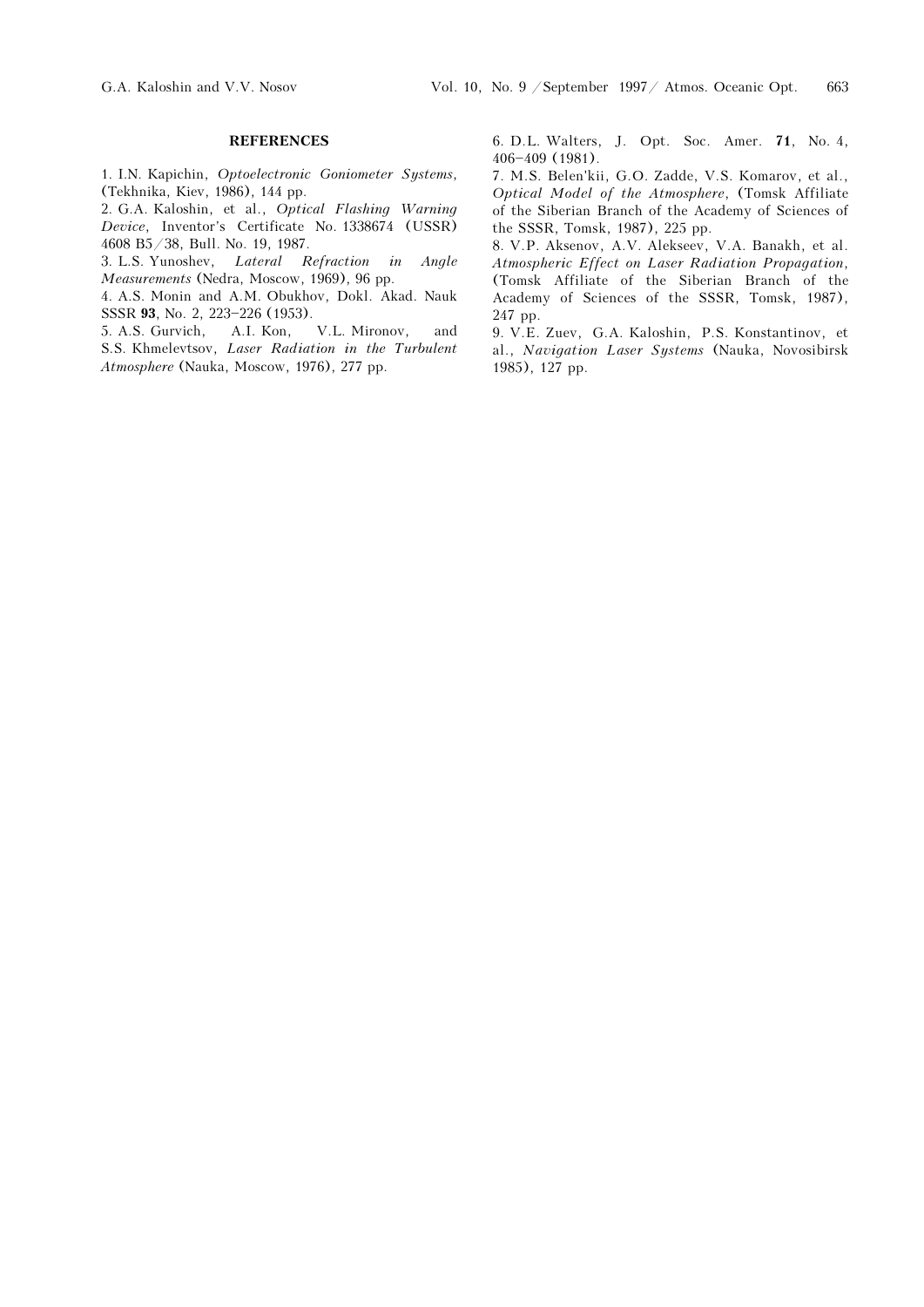## REFERENCES

1. I.N. Kapichin, *Optoelectronic Goniometer Systems*, (Tekhnika, Kiev, 1986), 144 pp.
2. G.A. Kaloshin, et al., *Optical Flashing Warning Device*, Inventor's Certificate No. 1338674 (USSR) 4608 B5/38, Bull. No. 19, 1987.
3. L.S. Yunoshev, *Lateral Refraction in Angle Measurements* (Nedra, Moscow, 1969), 96 pp.
4. A.S. Monin and A.M. Obukhov, Dokl. Akad. Nauk SSSR **93**, No. 2, 223–226 (1953).
5. A.S. Gurvich, A.I. Kon, V.L. Mironov, and S.S. Khmelevtsov, *Laser Radiation in the Turbulent Atmosphere* (Nauka, Moscow, 1976), 277 pp.
6. D.L. Walters, J. Opt. Soc. Amer. **71**, No. 4, 406–409 (1981).
7. M.S. Belen'kii, G.O. Zadde, V.S. Komarov, et al., *Optical Model of the Atmosphere*, (Tomsk Affiliate of the Siberian Branch of the Academy of Sciences of the SSSR, Tomsk, 1987), 225 pp.
8. V.P. Aksenov, A.V. Alekseev, V.A. Banakh, et al. *Atmospheric Effect on Laser Radiation Propagation*, (Tomsk Affiliate of the Siberian Branch of the Academy of Sciences of the SSSR, Tomsk, 1987), 247 pp.
9. V.E. Zuev, G.A. Kaloshin, P.S. Konstantinov, et al., *Navigation Laser Systems* (Nauka, Novosibirsk 1985), 127 pp.